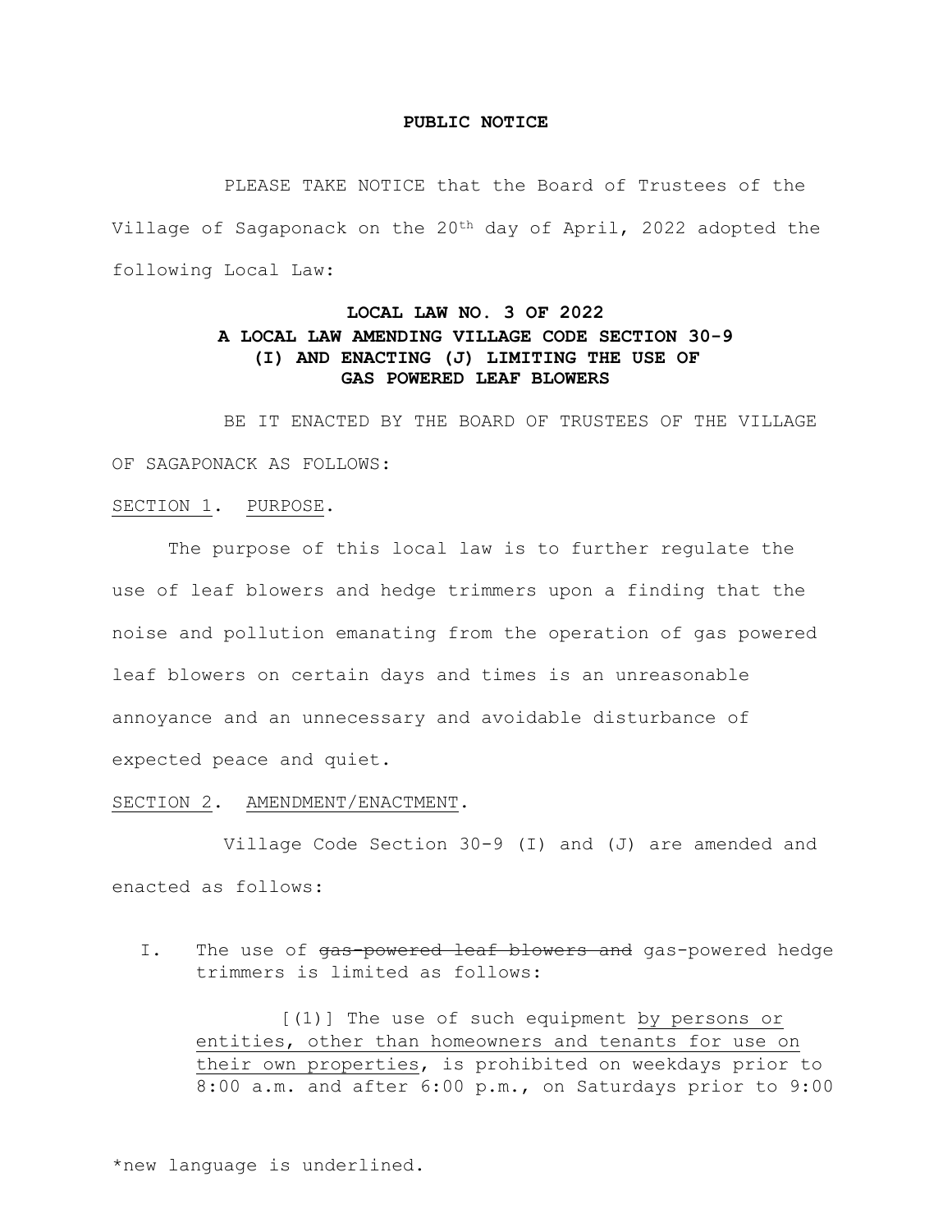**PUBLIC NOTICE**

PLEASE TAKE NOTICE that the Board of Trustees of the Village of Sagaponack on the 20th day of April, 2022 adopted the following Local Law:

**LOCAL LAW NO. 3 OF 2022**
**A LOCAL LAW AMENDING VILLAGE CODE SECTION 30-9 (I) AND ENACTING (J) LIMITING THE USE OF GAS POWERED LEAF BLOWERS**

BE IT ENACTED BY THE BOARD OF TRUSTEES OF THE VILLAGE OF SAGAPONACK AS FOLLOWS:

<u>SECTION 1</u>. <u>PURPOSE</u>.

The purpose of this local law is to further regulate the use of leaf blowers and hedge trimmers upon a finding that the noise and pollution emanating from the operation of gas powered leaf blowers on certain days and times is an unreasonable annoyance and an unnecessary and avoidable disturbance of expected peace and quiet.

<u>SECTION 2</u>. <u>AMENDMENT/ENACTMENT</u>.

Village Code Section 30-9 (I) and (J) are amended and enacted as follows:

I. The use of ~~gas-powered leaf blowers and~~ gas-powered hedge trimmers is limited as follows:

[(1)] The use of such equipment <u>by persons or entities, other than homeowners and tenants for use on their own properties</u>, is prohibited on weekdays prior to 8:00 a.m. and after 6:00 p.m., on Saturdays prior to 9:00

*new language is underlined.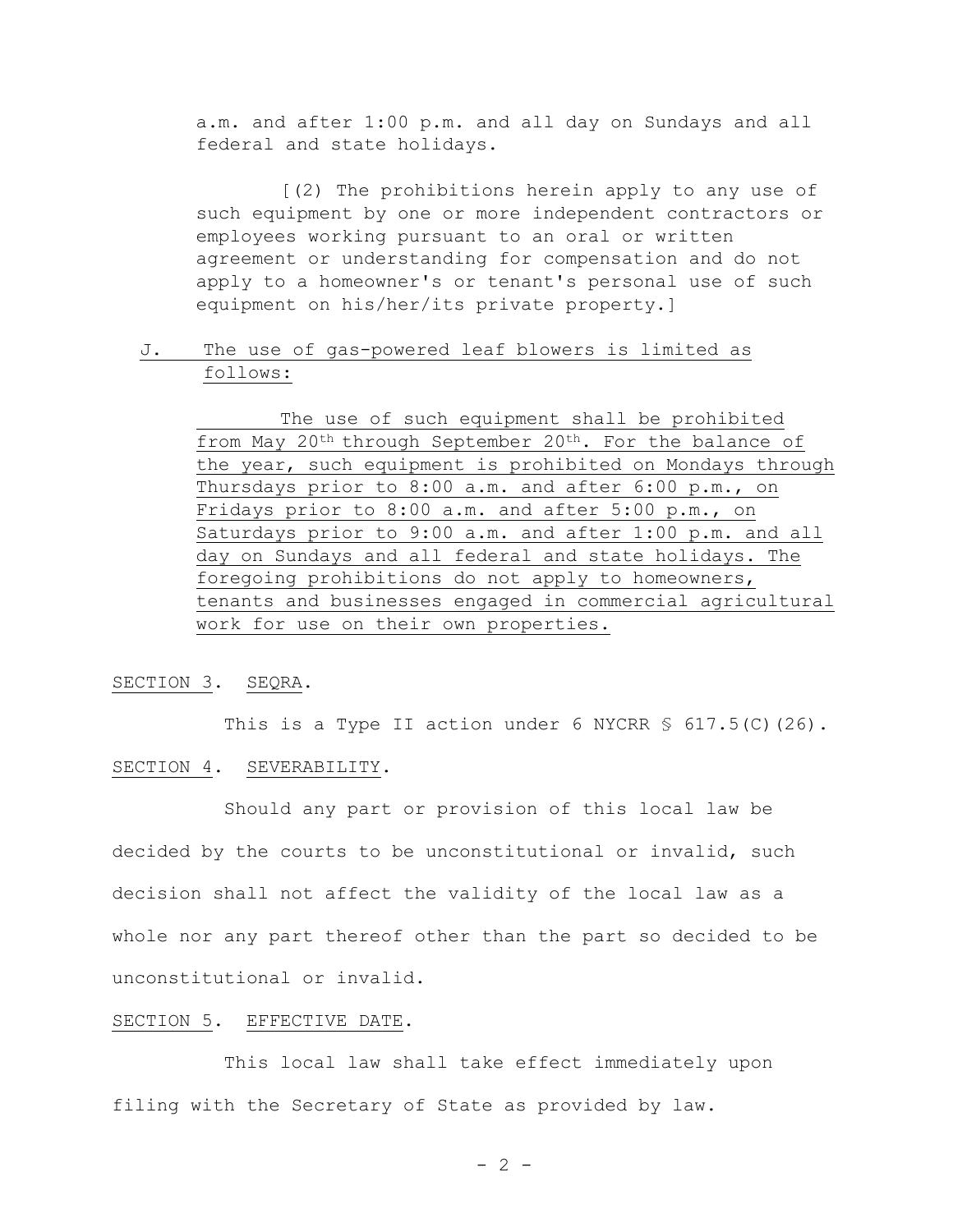a.m. and after 1:00 p.m. and all day on Sundays and all federal and state holidays.

[(2) The prohibitions herein apply to any use of such equipment by one or more independent contractors or employees working pursuant to an oral or written agreement or understanding for compensation and do not apply to a homeowner's or tenant's personal use of such equipment on his/her/its private property.]

<u>J. The use of gas-powered leaf blowers is limited as follows:</u>

<u>The use of such equipment shall be prohibited from May 20th through September 20th. For the balance of the year, such equipment is prohibited on Mondays through Thursdays prior to 8:00 a.m. and after 6:00 p.m., on Fridays prior to 8:00 a.m. and after 5:00 p.m., on Saturdays prior to 9:00 a.m. and after 1:00 p.m. and all day on Sundays and all federal and state holidays. The foregoing prohibitions do not apply to homeowners, tenants and businesses engaged in commercial agricultural work for use on their own properties.</u>

<u>SECTION 3</u>. <u>SEQRA</u>.

This is a Type II action under 6 NYCRR § 617.5(C)(26).

<u>SECTION 4</u>. <u>SEVERABILITY</u>.

Should any part or provision of this local law be decided by the courts to be unconstitutional or invalid, such decision shall not affect the validity of the local law as a whole nor any part thereof other than the part so decided to be unconstitutional or invalid.

<u>SECTION 5</u>. <u>EFFECTIVE DATE</u>.

This local law shall take effect immediately upon filing with the Secretary of State as provided by law.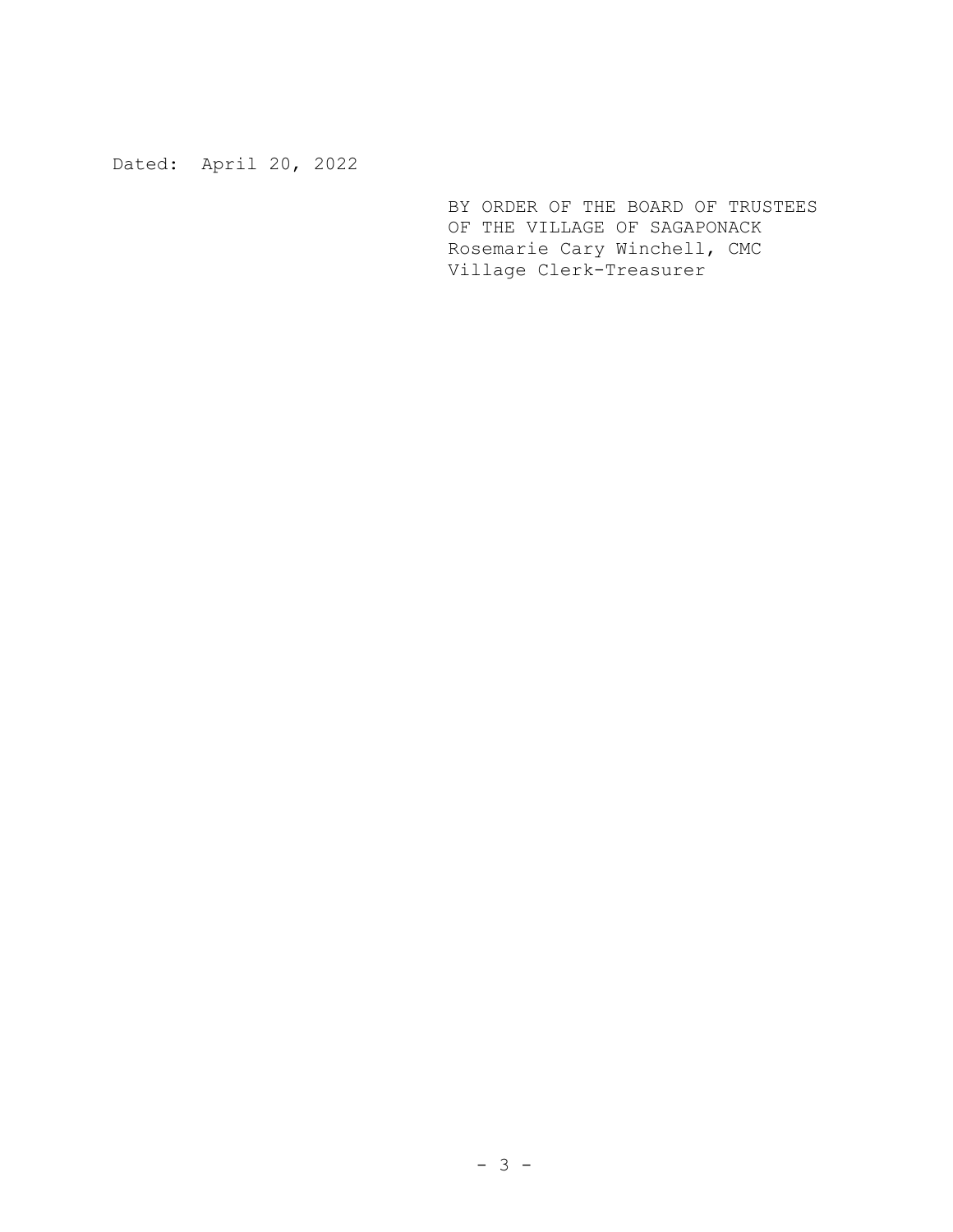Dated: April 20, 2022

BY ORDER OF THE BOARD OF TRUSTEES
OF THE VILLAGE OF SAGAPONACK
Rosemarie Cary Winchell, CMC
Village Clerk-Treasurer